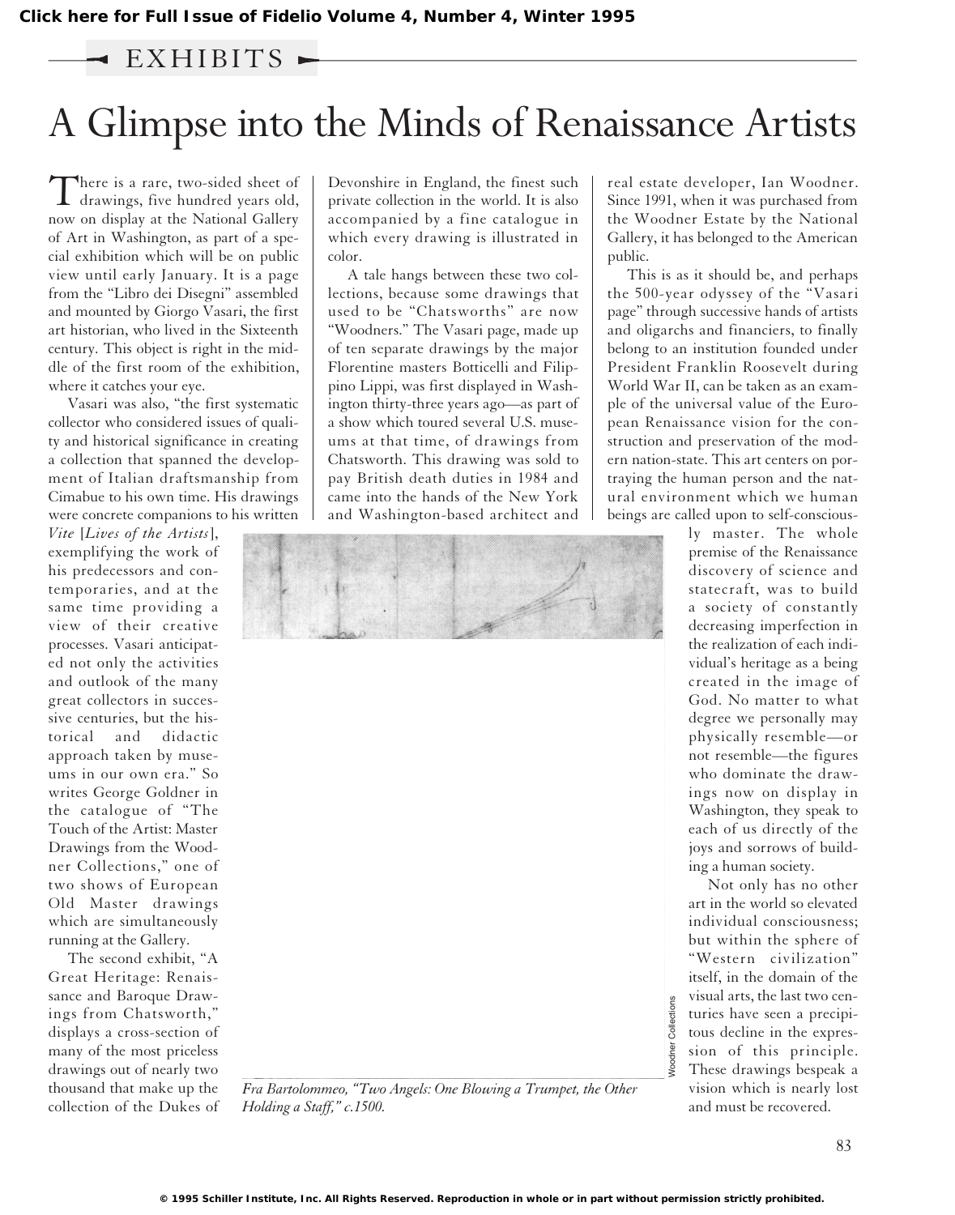EXHIBITS

# A Glimpse into the Minds of Renaissance Artists

There is a rare, two-sided sheet of drawings, five hundred years old, now on display at the National Gallery of Art in Washington, as part of a special exhibition which will be on public view until early January. It is a page from the "Libro dei Disegni" assembled and mounted by Giorgo Vasari, the first art historian, who lived in the Sixteenth century. This object is right in the middle of the first room of the exhibition, where it catches your eye.

Vasari was also, "the first systematic collector who considered issues of quality and historical significance in creating a collection that spanned the development of Italian draftsmanship from Cimabue to his own time. His drawings were concrete companions to his written *Vite* [*Lives of the Artists*], exemplifying the work of his predecessors and contemporaries, and at the same time providing a view of their creative processes. Vasari anticipated not only the activities and outlook of the many great collectors in successive centuries, but the historical and didactic approach taken by museums in our own era." So writes George Goldner in the catalogue of "The Touch of the Artist: Master Drawings from the Woodner Collections," one of two shows of European Old Master drawings which are simultaneously running at the Gallery.

The second exhibit, "A Great Heritage: Renaissance and Baroque Drawings from Chatsworth," displays a cross-section of many of the most priceless drawings out of nearly two thousand that make up the collection of the Dukes of Devonshire in England, the finest such private collection in the world. It is also accompanied by a fine catalogue in which every drawing is illustrated in color.

A tale hangs between these two collections, because some drawings that used to be "Chatsworths" are now "Woodners." The Vasari page, made up of ten separate drawings by the major Florentine masters Botticelli and Filippino Lippi, was first displayed in Washington thirty-three years ago—as part of a show which toured several U.S. museums at that time, of drawings from Chatsworth. This drawing was sold to pay British death duties in 1984 and came into the hands of the New York and Washington-based architect and real estate developer, Ian Woodner. Since 1991, when it was purchased from the Woodner Estate by the National Gallery, it has belonged to the American public.

This is as it should be, and perhaps the 500-year odyssey of the "Vasari page" through successive hands of artists and oligarchs and financiers, to finally belong to an institution founded under President Franklin Roosevelt during World War II, can be taken as an example of the universal value of the European Renaissance vision for the construction and preservation of the modern nation-state. This art centers on portraying the human person and the natural environment which we human beings are called upon to self-consciously master. The whole premise of the Renaissance discovery of science and statecraft, was to build a society of constantly decreasing imperfection in the realization of each individual's heritage as a being created in the image of God. No matter to what degree we personally may physically resemble—or not resemble—the figures who dominate the drawings now on display in Washington, they speak to each of us directly of the joys and sorrows of building a human society.

Not only has no other art in the world so elevated individual consciousness; but within the sphere of "Western civilization" itself, in the domain of the visual arts, the last two centuries have seen a precipitous decline in the expression of this principle. These drawings bespeak a vision which is nearly lost and must be recovered.

Woodner Collections

*Fra Bartolommeo, "Two Angels: One Blowing a Trumpet, the Other Holding a Staff," c.1500.*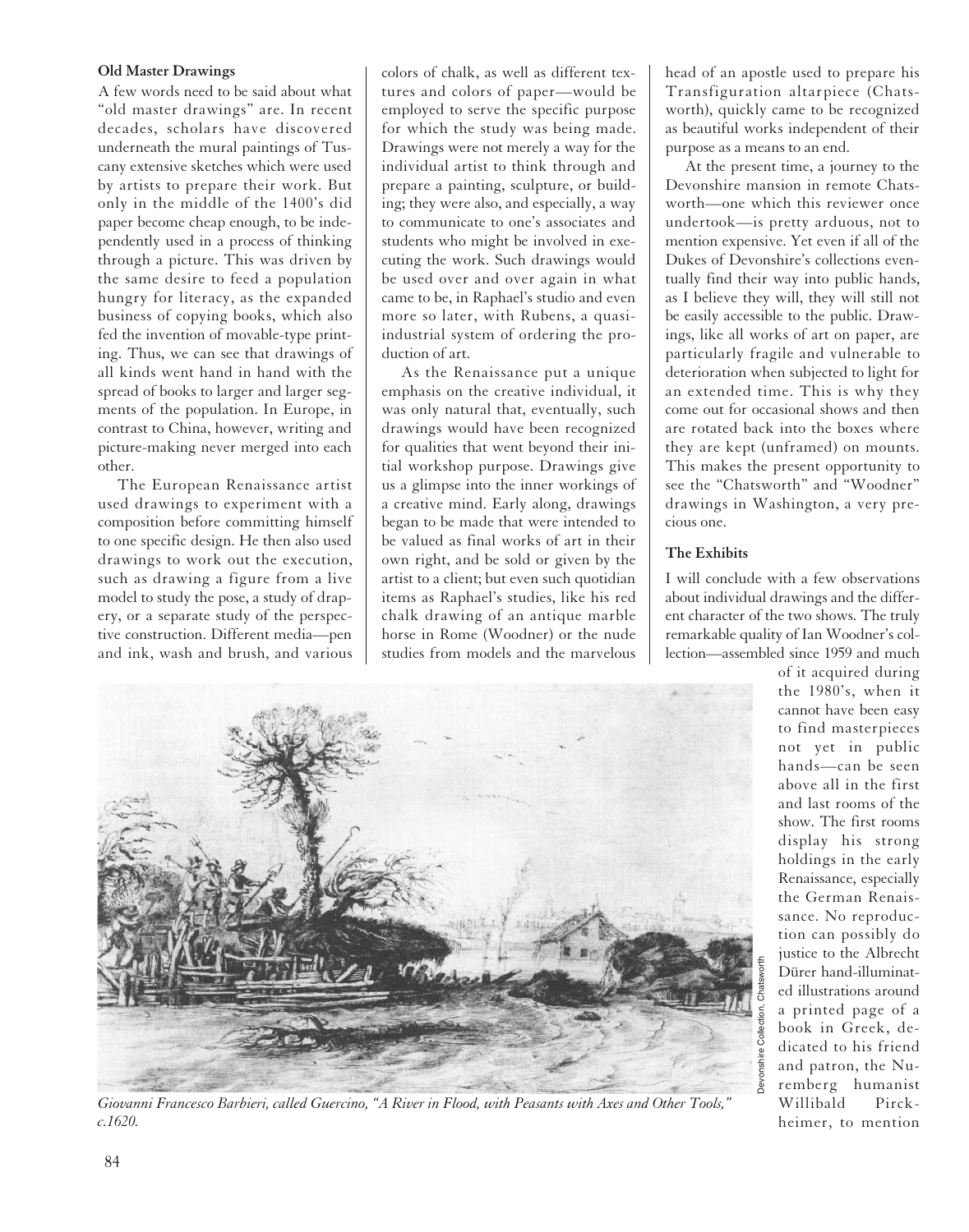### Old Master Drawings

A few words need to be said about what "old master drawings" are. In recent decades, scholars have discovered underneath the mural paintings of Tuscany extensive sketches which were used by artists to prepare their work. But only in the middle of the 1400's did paper become cheap enough, to be independently used in a process of thinking through a picture. This was driven by the same desire to feed a population hungry for literacy, as the expanded business of copying books, which also fed the invention of movable-type printing. Thus, we can see that drawings of all kinds went hand in hand with the spread of books to larger and larger segments of the population. In Europe, in contrast to China, however, writing and picture-making never merged into each other.

The European Renaissance artist used drawings to experiment with a composition before committing himself to one specific design. He then also used drawings to work out the execution, such as drawing a figure from a live model to study the pose, a study of drapery, or a separate study of the perspective construction. Different media—pen and ink, wash and brush, and various colors of chalk, as well as different textures and colors of paper—would be employed to serve the specific purpose for which the study was being made. Drawings were not merely a way for the individual artist to think through and prepare a painting, sculpture, or building; they were also, and especially, a way to communicate to one's associates and students who might be involved in executing the work. Such drawings would be used over and over again in what came to be, in Raphael's studio and even more so later, with Rubens, a quasi-industrial system of ordering the production of art.

As the Renaissance put a unique emphasis on the creative individual, it was only natural that, eventually, such drawings would have been recognized for qualities that went beyond their initial workshop purpose. Drawings give us a glimpse into the inner workings of a creative mind. Early along, drawings began to be made that were intended to be valued as final works of art in their own right, and be sold or given by the artist to a client; but even such quotidian items as Raphael's studies, like his red chalk drawing of an antique marble horse in Rome (Woodner) or the nude studies from models and the marvelous head of an apostle used to prepare his Transfiguration altarpiece (Chatsworth), quickly came to be recognized as beautiful works independent of their purpose as a means to an end.

At the present time, a journey to the Devonshire mansion in remote Chatsworth—one which this reviewer once undertook—is pretty arduous, not to mention expensive. Yet even if all of the Dukes of Devonshire's collections eventually find their way into public hands, as I believe they will, they will still not be easily accessible to the public. Drawings, like all works of art on paper, are particularly fragile and vulnerable to deterioration when subjected to light for an extended time. This is why they come out for occasional shows and then are rotated back into the boxes where they are kept (unframed) on mounts. This makes the present opportunity to see the "Chatsworth" and "Woodner" drawings in Washington, a very precious one.

### The Exhibits

I will conclude with a few observations about individual drawings and the different character of the two shows. The truly remarkable quality of Ian Woodner's collection—assembled since 1959 and much of it acquired during the 1980's, when it cannot have been easy to find masterpieces not yet in public hands—can be seen above all in the first and last rooms of the show. The first rooms display his strong holdings in the early Renaissance, especially the German Renaissance. No reproduction can possibly do justice to the Albrecht Dürer hand-illuminated illustrations around a printed page of a book in Greek, dedicated to his friend and patron, the Nuremberg humanist Willibald Pirckheimer, to mention

Devonshire Collection, Chatsworth

*Giovanni Francesco Barbieri, called Guercino, "A River in Flood, with Peasants with Axes and Other Tools," c.1620.*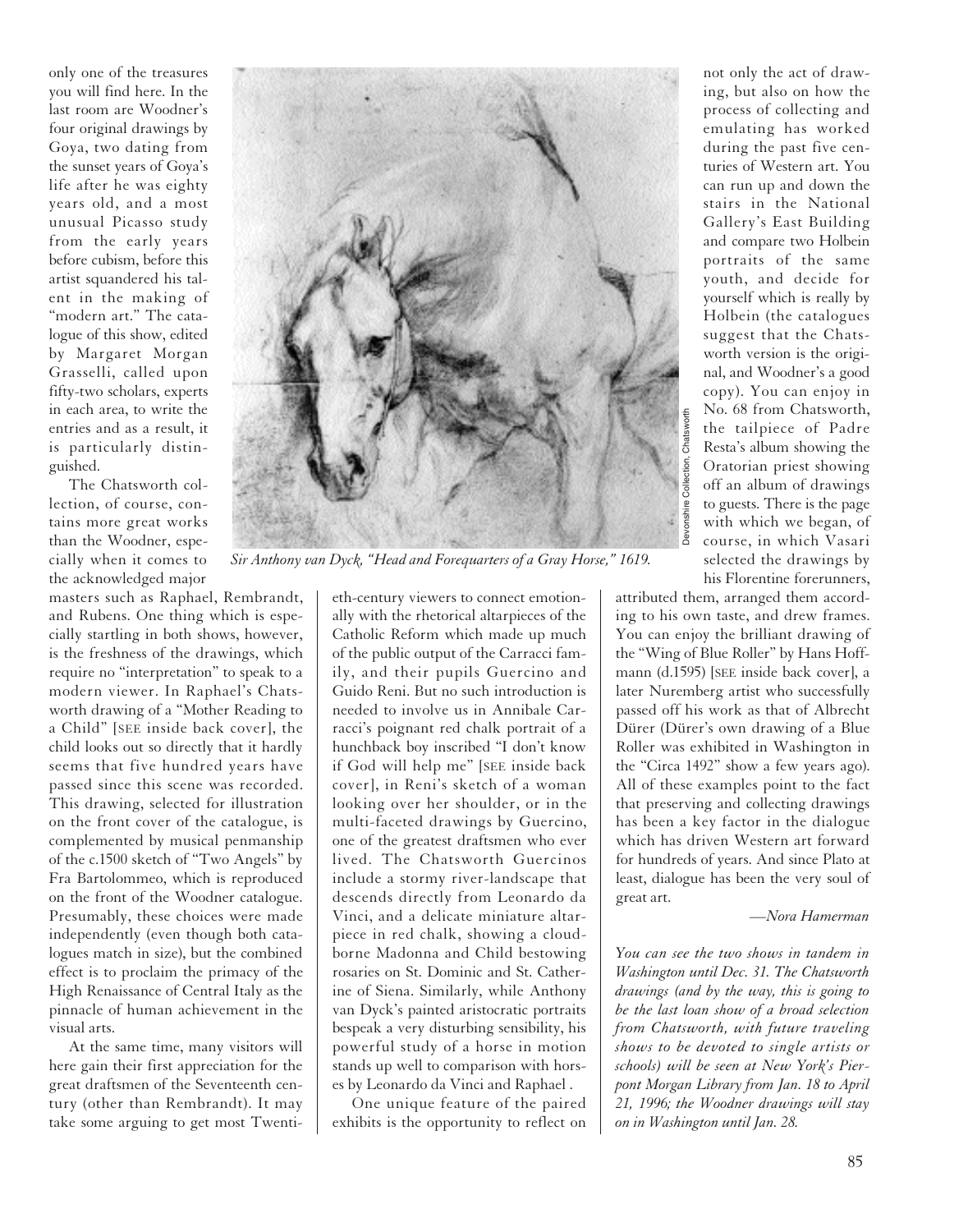only one of the treasures you will find here. In the last room are Woodner's four original drawings by Goya, two dating from the sunset years of Goya's life after he was eighty years old, and a most unusual Picasso study from the early years before cubism, before this artist squandered his talent in the making of "modern art." The catalogue of this show, edited by Margaret Morgan Grasselli, called upon fifty-two scholars, experts in each area, to write the entries and as a result, it is particularly distinguished.

The Chatsworth collection, of course, contains more great works than the Woodner, especially when it comes to the acknowledged major masters such as Raphael, Rembrandt, and Rubens. One thing which is especially startling in both shows, however, is the freshness of the drawings, which require no "interpretation" to speak to a modern viewer. In Raphael's Chatsworth drawing of a "Mother Reading to a Child" [SEE inside back cover], the child looks out so directly that it hardly seems that five hundred years have passed since this scene was recorded. This drawing, selected for illustration on the front cover of the catalogue, is complemented by musical penmanship of the c.1500 sketch of "Two Angels" by Fra Bartolommeo, which is reproduced on the front of the Woodner catalogue. Presumably, these choices were made independently (even though both catalogues match in size), but the combined effect is to proclaim the primacy of the High Renaissance of Central Italy as the pinnacle of human achievement in the visual arts.

At the same time, many visitors will here gain their first appreciation for the great draftsmen of the Seventeenth century (other than Rembrandt). It may take some arguing to get most Twentieth-century viewers to connect emotionally with the rhetorical altarpieces of the Catholic Reform which made up much of the public output of the Carracci family, and their pupils Guercino and Guido Reni. But no such introduction is needed to involve us in Annibale Carracci's poignant red chalk portrait of a hunchback boy inscribed "I don't know if God will help me" [SEE inside back cover], in Reni's sketch of a woman looking over her shoulder, or in the multi-faceted drawings by Guercino, one of the greatest draftsmen who ever lived. The Chatsworth Guercinos include a stormy river-landscape that descends directly from Leonardo da Vinci, and a delicate miniature altarpiece in red chalk, showing a cloud-borne Madonna and Child bestowing rosaries on St. Dominic and St. Catherine of Siena. Similarly, while Anthony van Dyck's painted aristocratic portraits bespeak a very disturbing sensibility, his powerful study of a horse in motion stands up well to comparison with horses by Leonardo da Vinci and Raphael .

Devonshire Collection, Chatsworth

*Sir Anthony van Dyck, "Head and Forequarters of a Gray Horse," 1619.*

One unique feature of the paired exhibits is the opportunity to reflect on not only the act of drawing, but also on how the process of collecting and emulating has worked during the past five centuries of Western art. You can run up and down the stairs in the National Gallery's East Building and compare two Holbein portraits of the same youth, and decide for yourself which is really by Holbein (the catalogues suggest that the Chatsworth version is the original, and Woodner's a good copy). You can enjoy in No. 68 from Chatsworth, the tailpiece of Padre Resta's album showing the Oratorian priest showing off an album of drawings to guests. There is the page with which we began, of course, in which Vasari selected the drawings by his Florentine forerunners, attributed them, arranged them according to his own taste, and drew frames. You can enjoy the brilliant drawing of the "Wing of Blue Roller" by Hans Hoffmann (d.1595) [SEE inside back cover], a later Nuremberg artist who successfully passed off his work as that of Albrecht Dürer (Dürer's own drawing of a Blue Roller was exhibited in Washington in the "Circa 1492" show a few years ago). All of these examples point to the fact that preserving and collecting drawings has been a key factor in the dialogue which has driven Western art forward for hundreds of years. And since Plato at least, dialogue has been the very soul of great art.

—*Nora Hamerman*

*You can see the two shows in tandem in Washington until Dec. 31. The Chatsworth drawings (and by the way, this is going to be the last loan show of a broad selection from Chatsworth, with future traveling shows to be devoted to single artists or schools) will be seen at New York's Pierpont Morgan Library from Jan. 18 to April 21, 1996; the Woodner drawings will stay on in Washington until Jan. 28.*